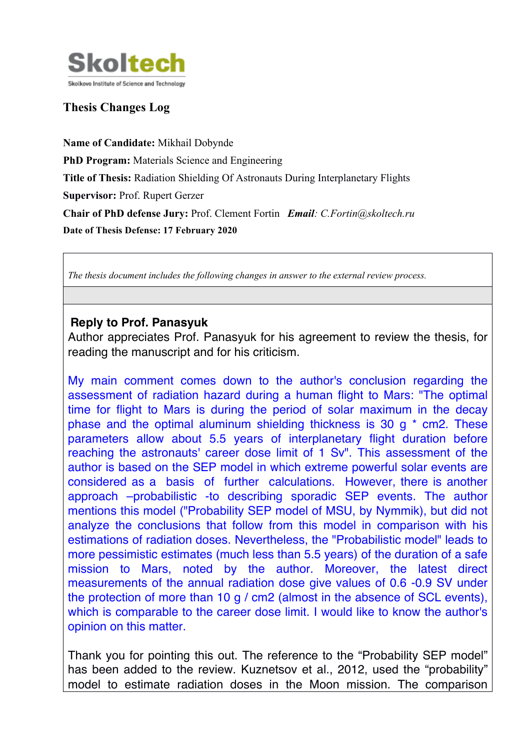Skoltech

Skolkovo Institute of Science and Technology

**Thesis Changes Log**

**Name of Candidate:** Mikhail Dobynde

**PhD Program:** Materials Science and Engineering

**Title of Thesis:** Radiation Shielding Of Astronauts During Interplanetary Flights

**Supervisor:** Prof. Rupert Gerzer

**Chair of PhD defense Jury:** Prof. Clement Fortin ***Email****: C.Fortin@skoltech.ru*

**Date of Thesis Defense: 17 February 2020**

*The thesis document includes the following changes in answer to the external review process.*

**Reply to Prof. Panasyuk**

Author appreciates Prof. Panasyuk for his agreement to review the thesis, for reading the manuscript and for his criticism.

My main comment comes down to the author's conclusion regarding the assessment of radiation hazard during a human flight to Mars: "The optimal time for flight to Mars is during the period of solar maximum in the decay phase and the optimal aluminum shielding thickness is 30 g * cm2. These parameters allow about 5.5 years of interplanetary flight duration before reaching the astronauts' career dose limit of 1 Sv". This assessment of the author is based on the SEP model in which extreme powerful solar events are considered as a basis of further calculations. However, there is another approach –probabilistic -to describing sporadic SEP events. The author mentions this model ("Probability SEP model of MSU, by Nymmik), but did not analyze the conclusions that follow from this model in comparison with his estimations of radiation doses. Nevertheless, the "Probabilistic model" leads to more pessimistic estimates (much less than 5.5 years) of the duration of a safe mission to Mars, noted by the author. Moreover, the latest direct measurements of the annual radiation dose give values of 0.6 -0.9 SV under the protection of more than 10 g / cm2 (almost in the absence of SCL events), which is comparable to the career dose limit. I would like to know the author's opinion on this matter.

Thank you for pointing this out. The reference to the "Probability SEP model" has been added to the review. Kuznetsov et al., 2012, used the "probability" model to estimate radiation doses in the Moon mission. The comparison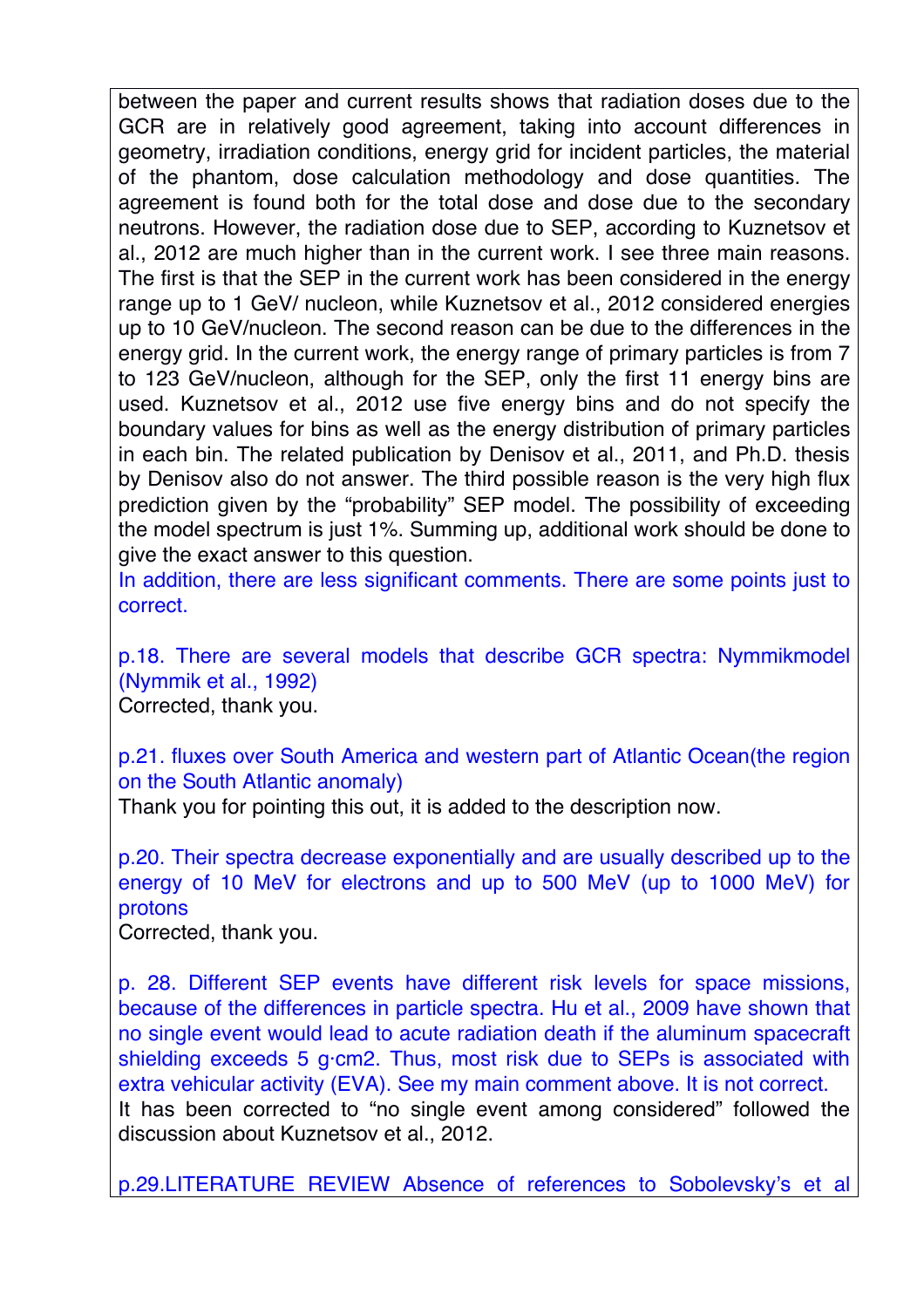between the paper and current results shows that radiation doses due to the GCR are in relatively good agreement, taking into account differences in geometry, irradiation conditions, energy grid for incident particles, the material of the phantom, dose calculation methodology and dose quantities. The agreement is found both for the total dose and dose due to the secondary neutrons. However, the radiation dose due to SEP, according to Kuznetsov et al., 2012 are much higher than in the current work. I see three main reasons. The first is that the SEP in the current work has been considered in the energy range up to 1 GeV/ nucleon, while Kuznetsov et al., 2012 considered energies up to 10 GeV/nucleon. The second reason can be due to the differences in the energy grid. In the current work, the energy range of primary particles is from 7 to 123 GeV/nucleon, although for the SEP, only the first 11 energy bins are used. Kuznetsov et al., 2012 use five energy bins and do not specify the boundary values for bins as well as the energy distribution of primary particles in each bin. The related publication by Denisov et al., 2011, and Ph.D. thesis by Denisov also do not answer. The third possible reason is the very high flux prediction given by the "probability" SEP model. The possibility of exceeding the model spectrum is just 1%. Summing up, additional work should be done to give the exact answer to this question.

In addition, there are less significant comments. There are some points just to correct.

p.18. There are several models that describe GCR spectra: Nymmikmodel (Nymmik et al., 1992)
Corrected, thank you.

p.21. fluxes over South America and western part of Atlantic Ocean(the region on the South Atlantic anomaly)
Thank you for pointing this out, it is added to the description now.

p.20. Their spectra decrease exponentially and are usually described up to the energy of 10 MeV for electrons and up to 500 MeV (up to 1000 MeV) for protons
Corrected, thank you.

p. 28. Different SEP events have different risk levels for space missions, because of the differences in particle spectra. Hu et al., 2009 have shown that no single event would lead to acute radiation death if the aluminum spacecraft shielding exceeds 5 g·cm2. Thus, most risk due to SEPs is associated with extra vehicular activity (EVA). See my main comment above. It is not correct.
It has been corrected to "no single event among considered" followed the discussion about Kuznetsov et al., 2012.

p.29.LITERATURE REVIEW Absence of references to Sobolevsky's et al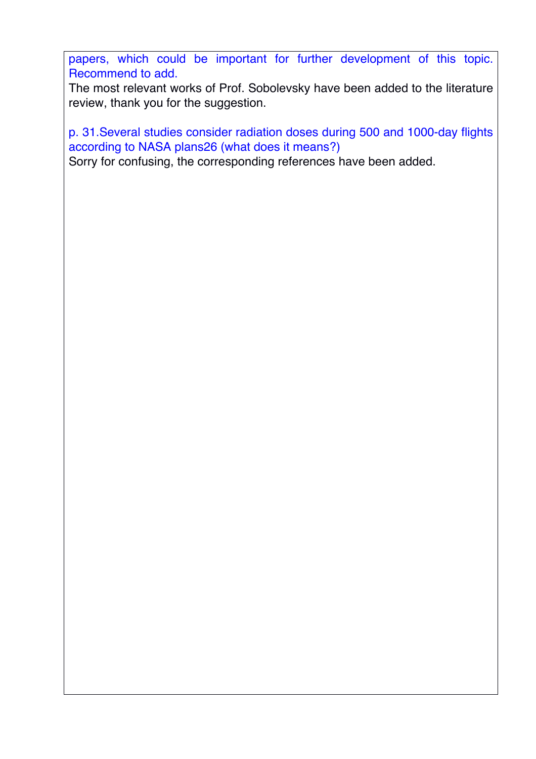papers, which could be important for further development of this topic. Recommend to add.

The most relevant works of Prof. Sobolevsky have been added to the literature review, thank you for the suggestion.

p. 31.Several studies consider radiation doses during 500 and 1000-day flights according to NASA plans26 (what does it means?)

Sorry for confusing, the corresponding references have been added.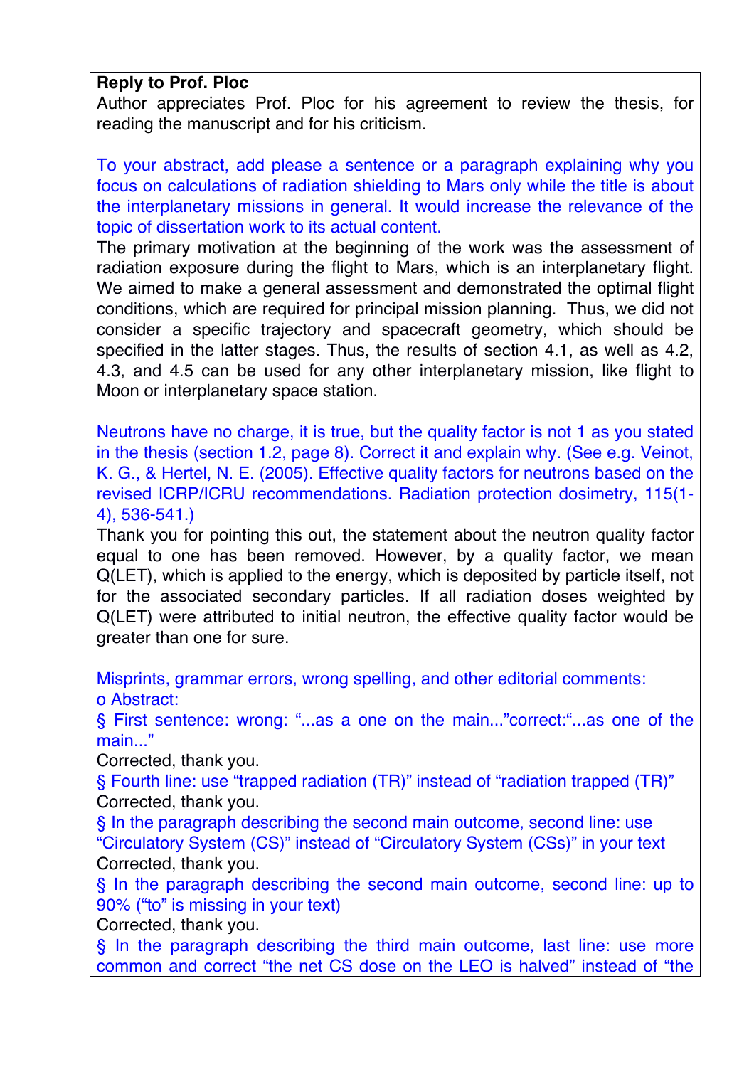**Reply to Prof. Ploc**

Author appreciates Prof. Ploc for his agreement to review the thesis, for reading the manuscript and for his criticism.

To your abstract, add please a sentence or a paragraph explaining why you focus on calculations of radiation shielding to Mars only while the title is about the interplanetary missions in general. It would increase the relevance of the topic of dissertation work to its actual content.

The primary motivation at the beginning of the work was the assessment of radiation exposure during the flight to Mars, which is an interplanetary flight. We aimed to make a general assessment and demonstrated the optimal flight conditions, which are required for principal mission planning. Thus, we did not consider a specific trajectory and spacecraft geometry, which should be specified in the latter stages. Thus, the results of section 4.1, as well as 4.2, 4.3, and 4.5 can be used for any other interplanetary mission, like flight to Moon or interplanetary space station.

Neutrons have no charge, it is true, but the quality factor is not 1 as you stated in the thesis (section 1.2, page 8). Correct it and explain why. (See e.g. Veinot, K. G., & Hertel, N. E. (2005). Effective quality factors for neutrons based on the revised ICRP/ICRU recommendations. Radiation protection dosimetry, 115(1-4), 536-541.)

Thank you for pointing this out, the statement about the neutron quality factor equal to one has been removed. However, by a quality factor, we mean Q(LET), which is applied to the energy, which is deposited by particle itself, not for the associated secondary particles. If all radiation doses weighted by Q(LET) were attributed to initial neutron, the effective quality factor would be greater than one for sure.

Misprints, grammar errors, wrong spelling, and other editorial comments:

o Abstract:

§ First sentence: wrong: "...as a one on the main..."correct:"...as one of the main..."

Corrected, thank you.

§ Fourth line: use "trapped radiation (TR)" instead of "radiation trapped (TR)"

Corrected, thank you.

§ In the paragraph describing the second main outcome, second line: use "Circulatory System (CS)" instead of "Circulatory System (CSs)" in your text

Corrected, thank you.

§ In the paragraph describing the second main outcome, second line: up to 90% ("to" is missing in your text)

Corrected, thank you.

§ In the paragraph describing the third main outcome, last line: use more common and correct "the net CS dose on the LEO is halved" instead of "the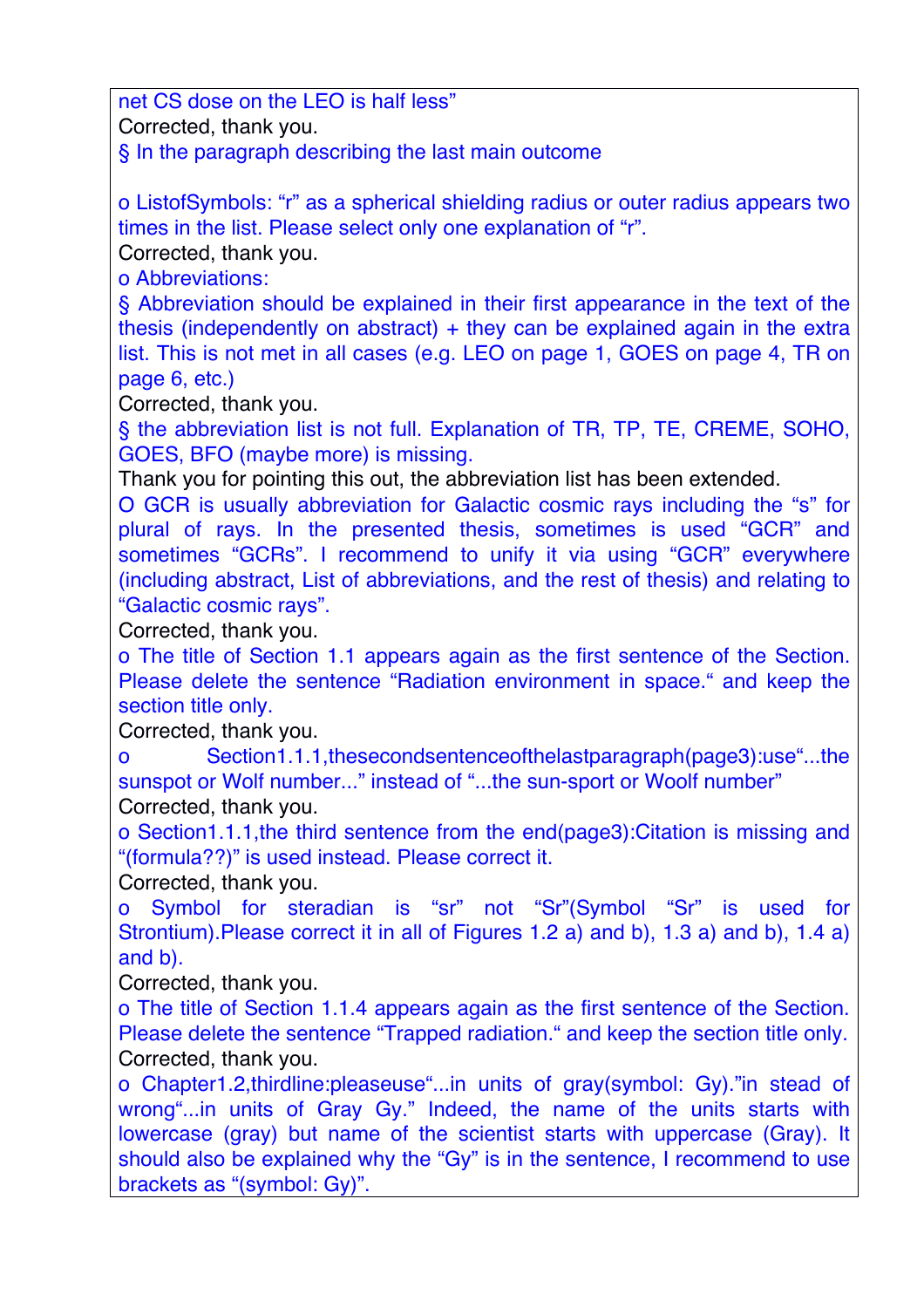net CS dose on the LEO is half less"

Corrected, thank you.

§ In the paragraph describing the last main outcome

o ListofSymbols: "r" as a spherical shielding radius or outer radius appears two times in the list. Please select only one explanation of "r".

Corrected, thank you.

o Abbreviations:

§ Abbreviation should be explained in their first appearance in the text of the thesis (independently on abstract) + they can be explained again in the extra list. This is not met in all cases (e.g. LEO on page 1, GOES on page 4, TR on page 6, etc.)

Corrected, thank you.

§ the abbreviation list is not full. Explanation of TR, TP, TE, CREME, SOHO, GOES, BFO (maybe more) is missing.

Thank you for pointing this out, the abbreviation list has been extended.

O GCR is usually abbreviation for Galactic cosmic rays including the "s" for plural of rays. In the presented thesis, sometimes is used "GCR" and sometimes "GCRs". I recommend to unify it via using "GCR" everywhere (including abstract, List of abbreviations, and the rest of thesis) and relating to "Galactic cosmic rays".

Corrected, thank you.

o The title of Section 1.1 appears again as the first sentence of the Section. Please delete the sentence "Radiation environment in space." and keep the section title only.

Corrected, thank you.

o Section1.1.1,thesecondsentenceofthelastparagraph(page3):use"...the sunspot or Wolf number..." instead of "...the sun-sport or Woolf number"

Corrected, thank you.

o Section1.1.1,the third sentence from the end(page3):Citation is missing and "(formula??)" is used instead. Please correct it.

Corrected, thank you.

o Symbol for steradian is "sr" not "Sr"(Symbol "Sr" is used for Strontium).Please correct it in all of Figures 1.2 a) and b), 1.3 a) and b), 1.4 a) and b).

Corrected, thank you.

o The title of Section 1.1.4 appears again as the first sentence of the Section. Please delete the sentence "Trapped radiation." and keep the section title only.

Corrected, thank you.

o Chapter1.2,thirdline:pleaseuse"...in units of gray(symbol: Gy)."in stead of wrong"...in units of Gray Gy." Indeed, the name of the units starts with lowercase (gray) but name of the scientist starts with uppercase (Gray). It should also be explained why the "Gy" is in the sentence, I recommend to use brackets as "(symbol: Gy)".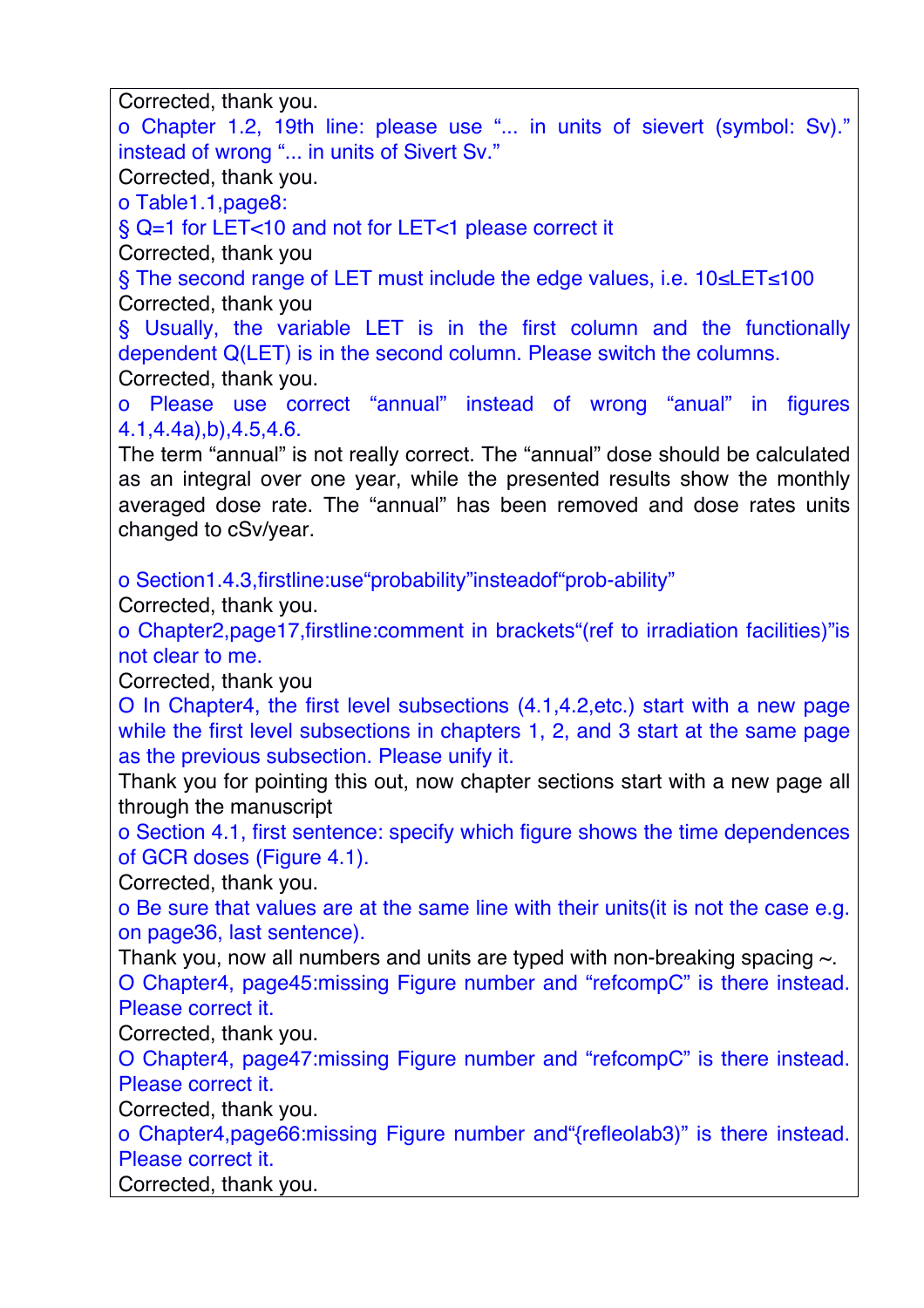Corrected, thank you.

o Chapter 1.2, 19th line: please use "... in units of sievert (symbol: Sv)." instead of wrong "... in units of Sivert Sv."

Corrected, thank you.

o Table1.1,page8:

§ Q=1 for LET<10 and not for LET<1 please correct it

Corrected, thank you

§ The second range of LET must include the edge values, i.e. $10 \leq LET \leq 100$

Corrected, thank you

§ Usually, the variable LET is in the first column and the functionally dependent Q(LET) is in the second column. Please switch the columns.

Corrected, thank you.

o Please use correct "annual" instead of wrong "anual" in figures 4.1,4.4a),b),4.5,4.6.

The term "annual" is not really correct. The "annual" dose should be calculated as an integral over one year, while the presented results show the monthly averaged dose rate. The "annual" has been removed and dose rates units changed to cSv/year.

o Section1.4.3,firstline:use"probability"insteadof"prob-ability"

Corrected, thank you.

o Chapter2,page17,firstline:comment in brackets"(ref to irradiation facilities)"is not clear to me.

Corrected, thank you

O In Chapter4, the first level subsections (4.1,4.2,etc.) start with a new page while the first level subsections in chapters 1, 2, and 3 start at the same page as the previous subsection. Please unify it.

Thank you for pointing this out, now chapter sections start with a new page all through the manuscript

o Section 4.1, first sentence: specify which figure shows the time dependences of GCR doses (Figure 4.1).

Corrected, thank you.

o Be sure that values are at the same line with their units(it is not the case e.g. on page36, last sentence).

Thank you, now all numbers and units are typed with non-breaking spacing ~.

O Chapter4, page45:missing Figure number and "refcompC" is there instead. Please correct it.

Corrected, thank you.

O Chapter4, page47:missing Figure number and "refcompC" is there instead. Please correct it.

Corrected, thank you.

o Chapter4,page66:missing Figure number and"{refleolab3)" is there instead. Please correct it.

Corrected, thank you.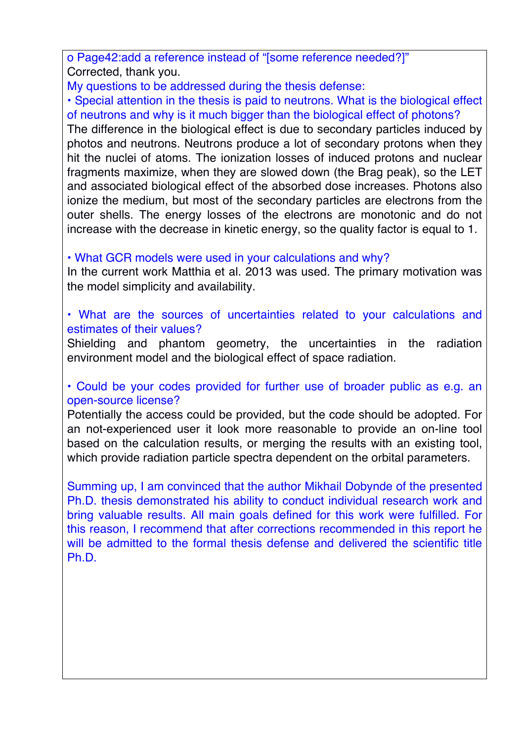o Page42:add a reference instead of “[some reference needed?]”
Corrected, thank you.

My questions to be addressed during the thesis defense:

• Special attention in the thesis is paid to neutrons. What is the biological effect of neutrons and why is it much bigger than the biological effect of photons?

The difference in the biological effect is due to secondary particles induced by photos and neutrons. Neutrons produce a lot of secondary protons when they hit the nuclei of atoms. The ionization losses of induced protons and nuclear fragments maximize, when they are slowed down (the Brag peak), so the LET and associated biological effect of the absorbed dose increases. Photons also ionize the medium, but most of the secondary particles are electrons from the outer shells. The energy losses of the electrons are monotonic and do not increase with the decrease in kinetic energy, so the quality factor is equal to 1.

• What GCR models were used in your calculations and why?

In the current work Matthia et al. 2013 was used. The primary motivation was the model simplicity and availability.

• What are the sources of uncertainties related to your calculations and estimates of their values?

Shielding and phantom geometry, the uncertainties in the radiation environment model and the biological effect of space radiation.

• Could be your codes provided for further use of broader public as e.g. an open-source license?

Potentially the access could be provided, but the code should be adopted. For an not-experienced user it look more reasonable to provide an on-line tool based on the calculation results, or merging the results with an existing tool, which provide radiation particle spectra dependent on the orbital parameters.

Summing up, I am convinced that the author Mikhail Dobynde of the presented Ph.D. thesis demonstrated his ability to conduct individual research work and bring valuable results. All main goals defined for this work were fulfilled. For this reason, I recommend that after corrections recommended in this report he will be admitted to the formal thesis defense and delivered the scientific title Ph.D.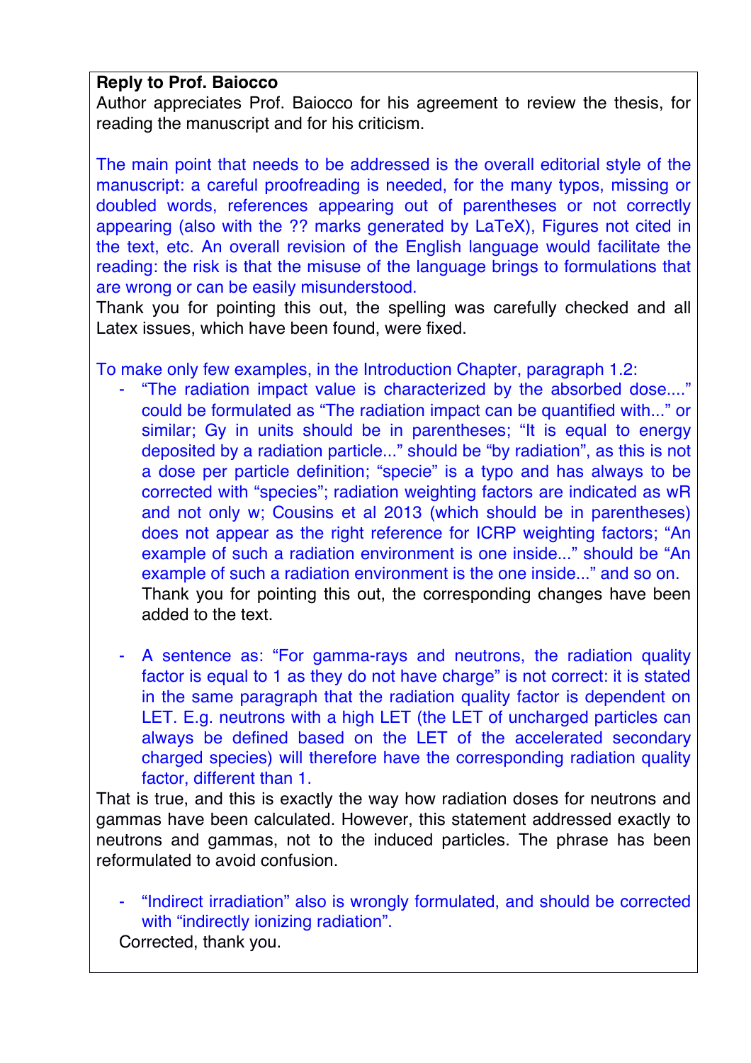**Reply to Prof. Baiocco**

Author appreciates Prof. Baiocco for his agreement to review the thesis, for reading the manuscript and for his criticism.

The main point that needs to be addressed is the overall editorial style of the manuscript: a careful proofreading is needed, for the many typos, missing or doubled words, references appearing out of parentheses or not correctly appearing (also with the ?? marks generated by LaTeX), Figures not cited in the text, etc. An overall revision of the English language would facilitate the reading: the risk is that the misuse of the language brings to formulations that are wrong or can be easily misunderstood.

Thank you for pointing this out, the spelling was carefully checked and all Latex issues, which have been found, were fixed.

To make only few examples, in the Introduction Chapter, paragraph 1.2:

- "The radiation impact value is characterized by the absorbed dose...." could be formulated as "The radiation impact can be quantified with..." or similar; Gy in units should be in parentheses; "It is equal to energy deposited by a radiation particle..." should be "by radiation", as this is not a dose per particle definition; "specie" is a typo and has always to be corrected with "species"; radiation weighting factors are indicated as wR and not only w; Cousins et al 2013 (which should be in parentheses) does not appear as the right reference for ICRP weighting factors; "An example of such a radiation environment is one inside..." should be "An example of such a radiation environment is the one inside..." and so on.
  Thank you for pointing this out, the corresponding changes have been added to the text.

- A sentence as: "For gamma-rays and neutrons, the radiation quality factor is equal to 1 as they do not have charge" is not correct: it is stated in the same paragraph that the radiation quality factor is dependent on LET. E.g. neutrons with a high LET (the LET of uncharged particles can always be defined based on the LET of the accelerated secondary charged species) will therefore have the corresponding radiation quality factor, different than 1.

That is true, and this is exactly the way how radiation doses for neutrons and gammas have been calculated. However, this statement addressed exactly to neutrons and gammas, not to the induced particles. The phrase has been reformulated to avoid confusion.

- "Indirect irradiation" also is wrongly formulated, and should be corrected with "indirectly ionizing radiation".
  Corrected, thank you.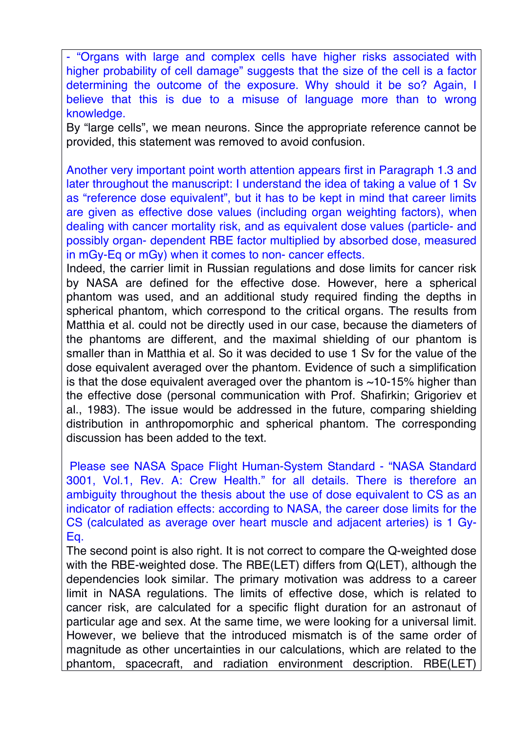- “Organs with large and complex cells have higher risks associated with higher probability of cell damage” suggests that the size of the cell is a factor determining the outcome of the exposure. Why should it be so? Again, I believe that this is due to a misuse of language more than to wrong knowledge.

By “large cells”, we mean neurons. Since the appropriate reference cannot be provided, this statement was removed to avoid confusion.

Another very important point worth attention appears first in Paragraph 1.3 and later throughout the manuscript: I understand the idea of taking a value of 1 Sv as “reference dose equivalent”, but it has to be kept in mind that career limits are given as effective dose values (including organ weighting factors), when dealing with cancer mortality risk, and as equivalent dose values (particle- and possibly organ- dependent RBE factor multiplied by absorbed dose, measured in mGy-Eq or mGy) when it comes to non- cancer effects.

Indeed, the carrier limit in Russian regulations and dose limits for cancer risk by NASA are defined for the effective dose. However, here a spherical phantom was used, and an additional study required finding the depths in spherical phantom, which correspond to the critical organs. The results from Matthia et al. could not be directly used in our case, because the diameters of the phantoms are different, and the maximal shielding of our phantom is smaller than in Matthia et al. So it was decided to use 1 Sv for the value of the dose equivalent averaged over the phantom. Evidence of such a simplification is that the dose equivalent averaged over the phantom is ~10-15% higher than the effective dose (personal communication with Prof. Shafirkin; Grigoriev et al., 1983). The issue would be addressed in the future, comparing shielding distribution in anthropomorphic and spherical phantom. The corresponding discussion has been added to the text.

Please see NASA Space Flight Human-System Standard - “NASA Standard 3001, Vol.1, Rev. A: Crew Health.” for all details. There is therefore an ambiguity throughout the thesis about the use of dose equivalent to CS as an indicator of radiation effects: according to NASA, the career dose limits for the CS (calculated as average over heart muscle and adjacent arteries) is 1 Gy-Eq.

The second point is also right. It is not correct to compare the Q-weighted dose with the RBE-weighted dose. The RBE(LET) differs from Q(LET), although the dependencies look similar. The primary motivation was address to a career limit in NASA regulations. The limits of effective dose, which is related to cancer risk, are calculated for a specific flight duration for an astronaut of particular age and sex. At the same time, we were looking for a universal limit. However, we believe that the introduced mismatch is of the same order of magnitude as other uncertainties in our calculations, which are related to the phantom, spacecraft, and radiation environment description. RBE(LET)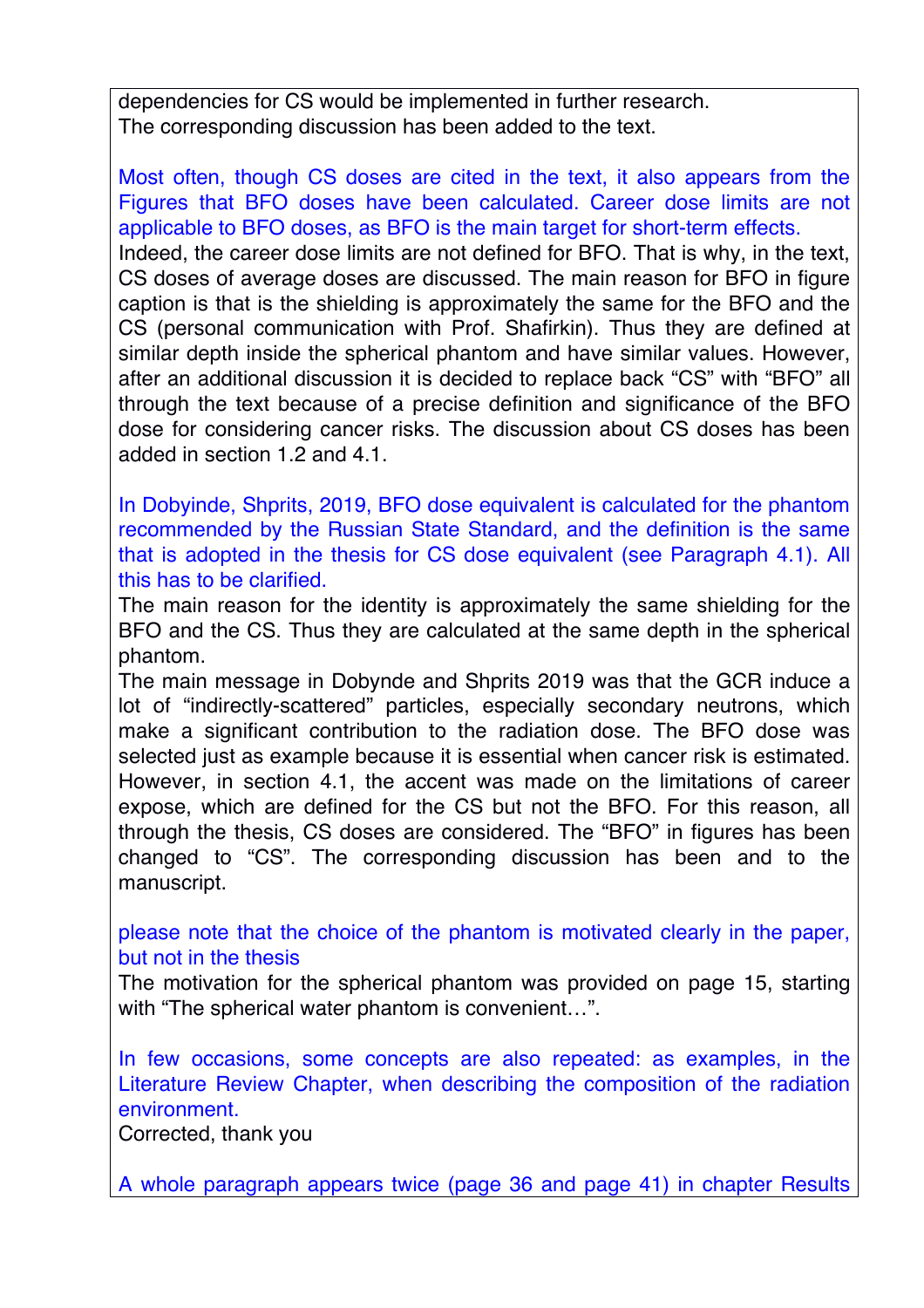dependencies for CS would be implemented in further research.
The corresponding discussion has been added to the text.

Most often, though CS doses are cited in the text, it also appears from the Figures that BFO doses have been calculated. Career dose limits are not applicable to BFO doses, as BFO is the main target for short-term effects.
Indeed, the career dose limits are not defined for BFO. That is why, in the text, CS doses of average doses are discussed. The main reason for BFO in figure caption is that is the shielding is approximately the same for the BFO and the CS (personal communication with Prof. Shafirkin). Thus they are defined at similar depth inside the spherical phantom and have similar values. However, after an additional discussion it is decided to replace back "CS" with "BFO" all through the text because of a precise definition and significance of the BFO dose for considering cancer risks. The discussion about CS doses has been added in section 1.2 and 4.1.

In Dobyinde, Shprits, 2019, BFO dose equivalent is calculated for the phantom recommended by the Russian State Standard, and the definition is the same that is adopted in the thesis for CS dose equivalent (see Paragraph 4.1). All this has to be clarified.
The main reason for the identity is approximately the same shielding for the BFO and the CS. Thus they are calculated at the same depth in the spherical phantom.
The main message in Dobynde and Shprits 2019 was that the GCR induce a lot of "indirectly-scattered" particles, especially secondary neutrons, which make a significant contribution to the radiation dose. The BFO dose was selected just as example because it is essential when cancer risk is estimated. However, in section 4.1, the accent was made on the limitations of career expose, which are defined for the CS but not the BFO. For this reason, all through the thesis, CS doses are considered. The "BFO" in figures has been changed to "CS". The corresponding discussion has been and to the manuscript.

please note that the choice of the phantom is motivated clearly in the paper, but not in the thesis
The motivation for the spherical phantom was provided on page 15, starting with "The spherical water phantom is convenient…".

In few occasions, some concepts are also repeated: as examples, in the Literature Review Chapter, when describing the composition of the radiation environment.
Corrected, thank you

A whole paragraph appears twice (page 36 and page 41) in chapter Results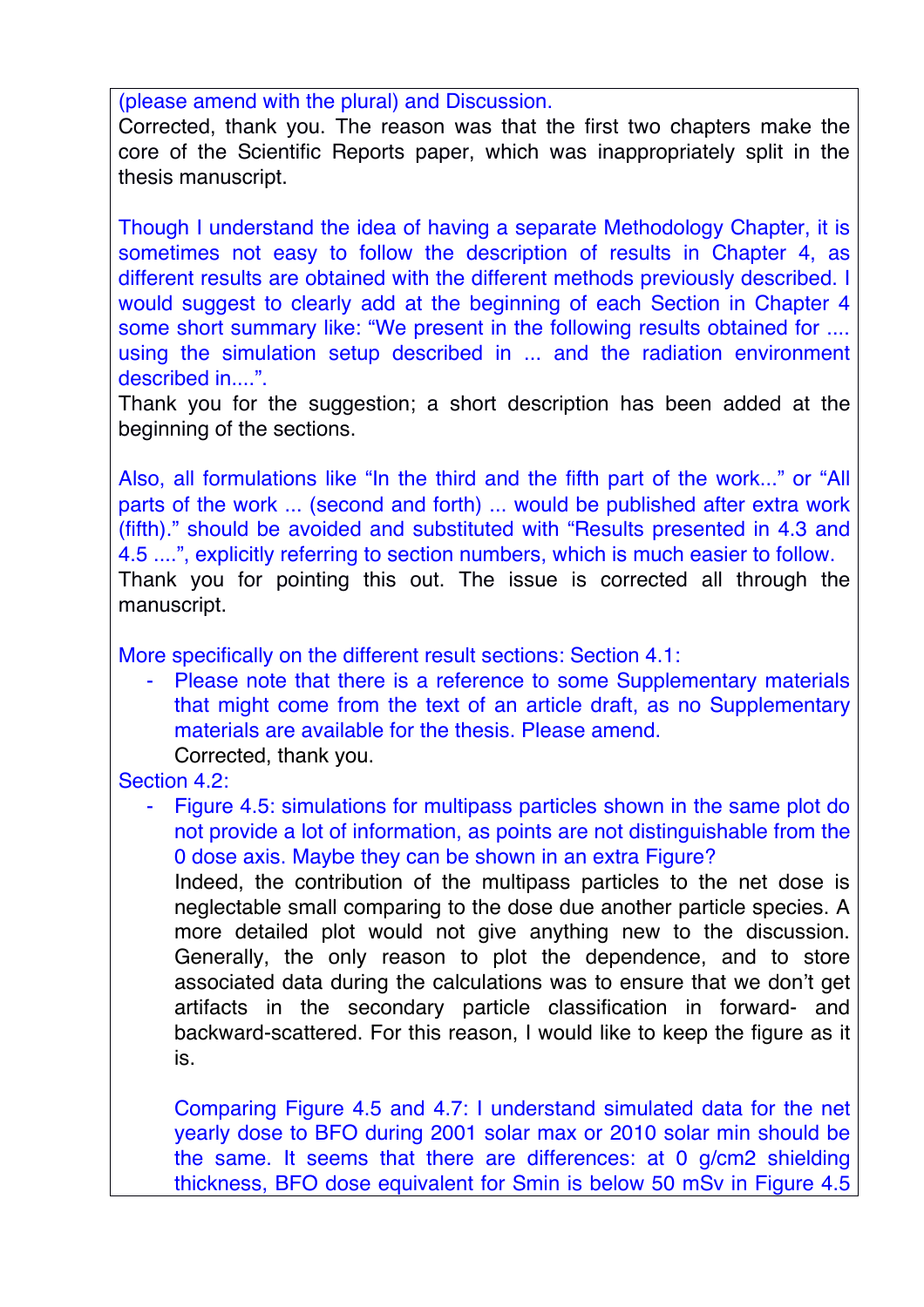(please amend with the plural) and Discussion.

Corrected, thank you. The reason was that the first two chapters make the core of the Scientific Reports paper, which was inappropriately split in the thesis manuscript.

Though I understand the idea of having a separate Methodology Chapter, it is sometimes not easy to follow the description of results in Chapter 4, as different results are obtained with the different methods previously described. I would suggest to clearly add at the beginning of each Section in Chapter 4 some short summary like: "We present in the following results obtained for .... using the simulation setup described in ... and the radiation environment described in....".

Thank you for the suggestion; a short description has been added at the beginning of the sections.

Also, all formulations like "In the third and the fifth part of the work..." or "All parts of the work ... (second and forth) ... would be published after extra work (fifth)." should be avoided and substituted with "Results presented in 4.3 and 4.5 ....", explicitly referring to section numbers, which is much easier to follow.

Thank you for pointing this out. The issue is corrected all through the manuscript.

More specifically on the different result sections: Section 4.1:

- Please note that there is a reference to some Supplementary materials that might come from the text of an article draft, as no Supplementary materials are available for the thesis. Please amend.

  Corrected, thank you.

Section 4.2:

- Figure 4.5: simulations for multipass particles shown in the same plot do not provide a lot of information, as points are not distinguishable from the 0 dose axis. Maybe they can be shown in an extra Figure?

  Indeed, the contribution of the multipass particles to the net dose is neglectable small comparing to the dose due another particle species. A more detailed plot would not give anything new to the discussion. Generally, the only reason to plot the dependence, and to store associated data during the calculations was to ensure that we don't get artifacts in the secondary particle classification in forward- and backward-scattered. For this reason, I would like to keep the figure as it is.

  Comparing Figure 4.5 and 4.7: I understand simulated data for the net yearly dose to BFO during 2001 solar max or 2010 solar min should be the same. It seems that there are differences: at 0 g/cm2 shielding thickness, BFO dose equivalent for Smin is below 50 mSv in Figure 4.5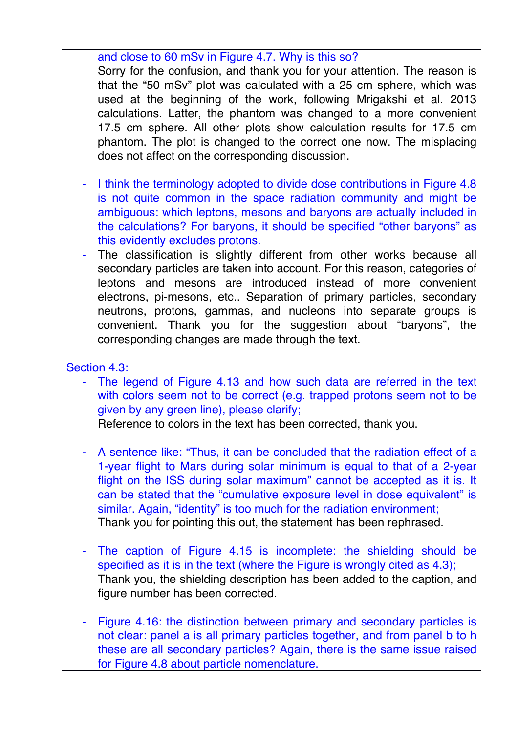and close to 60 mSv in Figure 4.7. Why is this so?

Sorry for the confusion, and thank you for your attention. The reason is that the “50 mSv” plot was calculated with a 25 cm sphere, which was used at the beginning of the work, following Mrigakshi et al. 2013 calculations. Latter, the phantom was changed to a more convenient 17.5 cm sphere. All other plots show calculation results for 17.5 cm phantom. The plot is changed to the correct one now. The misplacing does not affect on the corresponding discussion.

- I think the terminology adopted to divide dose contributions in Figure 4.8 is not quite common in the space radiation community and might be ambiguous: which leptons, mesons and baryons are actually included in the calculations? For baryons, it should be specified “other baryons” as this evidently excludes protons.
- The classification is slightly different from other works because all secondary particles are taken into account. For this reason, categories of leptons and mesons are introduced instead of more convenient electrons, pi-mesons, etc.. Separation of primary particles, secondary neutrons, protons, gammas, and nucleons into separate groups is convenient. Thank you for the suggestion about “baryons”, the corresponding changes are made through the text.

Section 4.3:

- The legend of Figure 4.13 and how such data are referred in the text with colors seem not to be correct (e.g. trapped protons seem not to be given by any green line), please clarify;

  Reference to colors in the text has been corrected, thank you.

- A sentence like: “Thus, it can be concluded that the radiation effect of a 1-year flight to Mars during solar minimum is equal to that of a 2-year flight on the ISS during solar maximum” cannot be accepted as it is. It can be stated that the “cumulative exposure level in dose equivalent” is similar. Again, “identity” is too much for the radiation environment;

  Thank you for pointing this out, the statement has been rephrased.

- The caption of Figure 4.15 is incomplete: the shielding should be specified as it is in the text (where the Figure is wrongly cited as 4.3);

  Thank you, the shielding description has been added to the caption, and figure number has been corrected.

- Figure 4.16: the distinction between primary and secondary particles is not clear: panel a is all primary particles together, and from panel b to h these are all secondary particles? Again, there is the same issue raised for Figure 4.8 about particle nomenclature.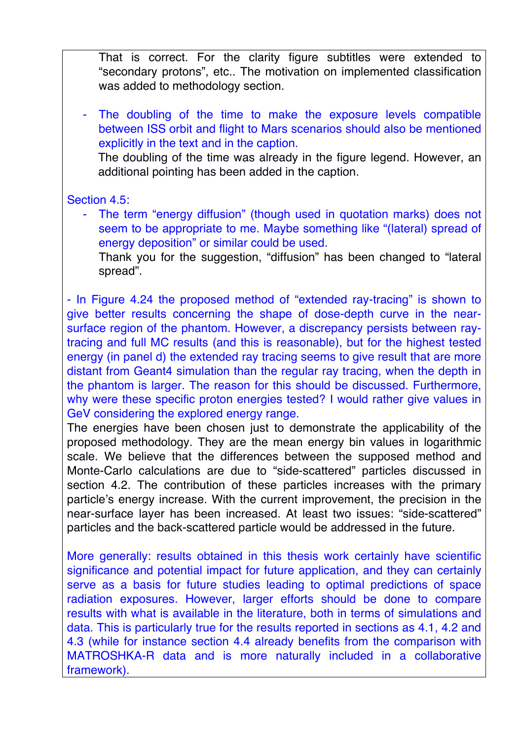That is correct. For the clarity figure subtitles were extended to "secondary protons", etc.. The motivation on implemented classification was added to methodology section.

- The doubling of the time to make the exposure levels compatible between ISS orbit and flight to Mars scenarios should also be mentioned explicitly in the text and in the caption.

  The doubling of the time was already in the figure legend. However, an additional pointing has been added in the caption.

Section 4.5:

- The term "energy diffusion" (though used in quotation marks) does not seem to be appropriate to me. Maybe something like "(lateral) spread of energy deposition" or similar could be used.

  Thank you for the suggestion, "diffusion" has been changed to "lateral spread".

- In Figure 4.24 the proposed method of "extended ray-tracing" is shown to give better results concerning the shape of dose-depth curve in the near-surface region of the phantom. However, a discrepancy persists between ray-tracing and full MC results (and this is reasonable), but for the highest tested energy (in panel d) the extended ray tracing seems to give result that are more distant from Geant4 simulation than the regular ray tracing, when the depth in the phantom is larger. The reason for this should be discussed. Furthermore, why were these specific proton energies tested? I would rather give values in GeV considering the explored energy range.

The energies have been chosen just to demonstrate the applicability of the proposed methodology. They are the mean energy bin values in logarithmic scale. We believe that the differences between the supposed method and Monte-Carlo calculations are due to "side-scattered" particles discussed in section 4.2. The contribution of these particles increases with the primary particle's energy increase. With the current improvement, the precision in the near-surface layer has been increased. At least two issues: "side-scattered" particles and the back-scattered particle would be addressed in the future.

More generally: results obtained in this thesis work certainly have scientific significance and potential impact for future application, and they can certainly serve as a basis for future studies leading to optimal predictions of space radiation exposures. However, larger efforts should be done to compare results with what is available in the literature, both in terms of simulations and data. This is particularly true for the results reported in sections as 4.1, 4.2 and 4.3 (while for instance section 4.4 already benefits from the comparison with MATROSHKA-R data and is more naturally included in a collaborative framework).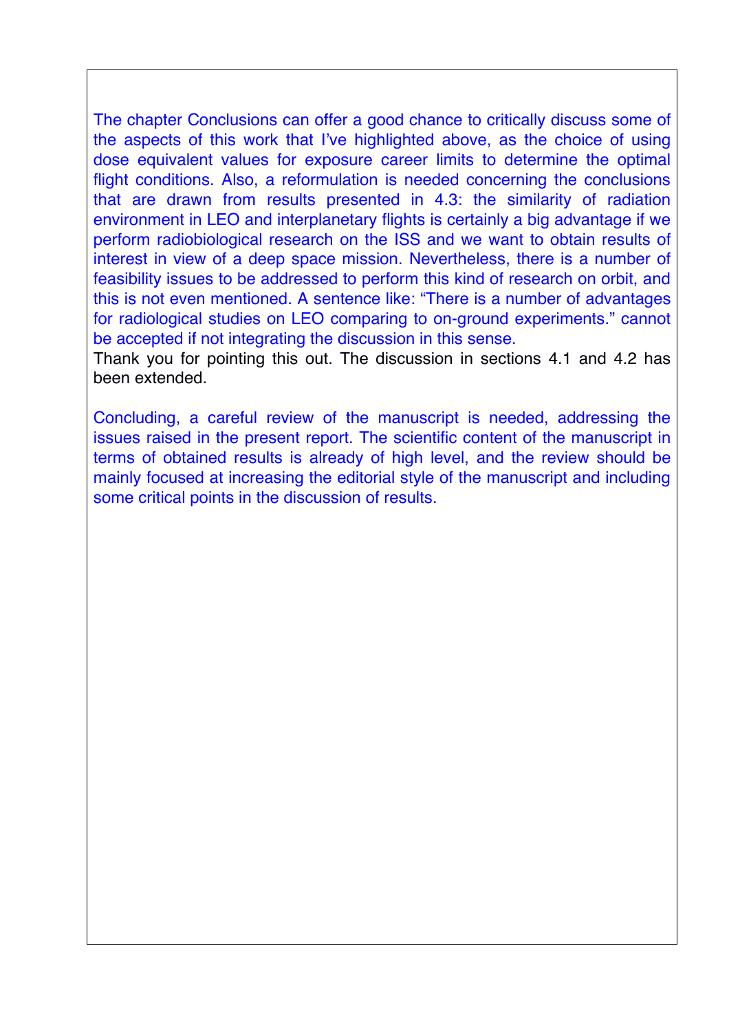The chapter Conclusions can offer a good chance to critically discuss some of the aspects of this work that I've highlighted above, as the choice of using dose equivalent values for exposure career limits to determine the optimal flight conditions. Also, a reformulation is needed concerning the conclusions that are drawn from results presented in 4.3: the similarity of radiation environment in LEO and interplanetary flights is certainly a big advantage if we perform radiobiological research on the ISS and we want to obtain results of interest in view of a deep space mission. Nevertheless, there is a number of feasibility issues to be addressed to perform this kind of research on orbit, and this is not even mentioned. A sentence like: "There is a number of advantages for radiological studies on LEO comparing to on-ground experiments." cannot be accepted if not integrating the discussion in this sense.

Thank you for pointing this out. The discussion in sections 4.1 and 4.2 has been extended.

Concluding, a careful review of the manuscript is needed, addressing the issues raised in the present report. The scientific content of the manuscript in terms of obtained results is already of high level, and the review should be mainly focused at increasing the editorial style of the manuscript and including some critical points in the discussion of results.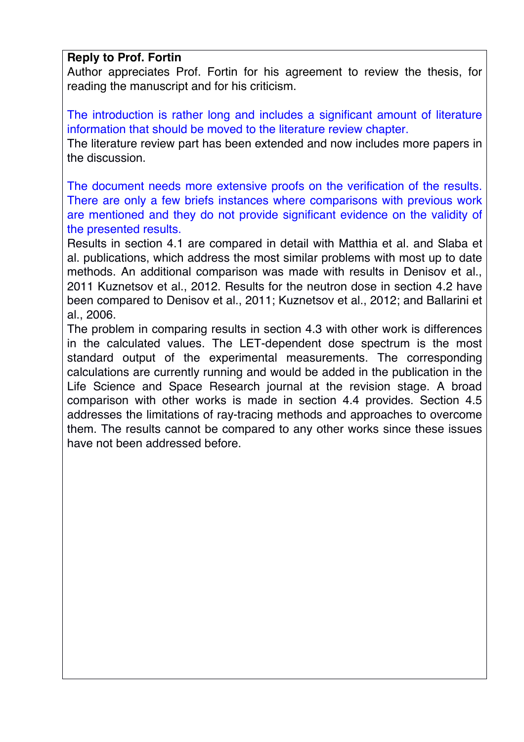**Reply to Prof. Fortin**

Author appreciates Prof. Fortin for his agreement to review the thesis, for reading the manuscript and for his criticism.

The introduction is rather long and includes a significant amount of literature information that should be moved to the literature review chapter.

The literature review part has been extended and now includes more papers in the discussion.

The document needs more extensive proofs on the verification of the results. There are only a few briefs instances where comparisons with previous work are mentioned and they do not provide significant evidence on the validity of the presented results.

Results in section 4.1 are compared in detail with Matthia et al. and Slaba et al. publications, which address the most similar problems with most up to date methods. An additional comparison was made with results in Denisov et al., 2011 Kuznetsov et al., 2012. Results for the neutron dose in section 4.2 have been compared to Denisov et al., 2011; Kuznetsov et al., 2012; and Ballarini et al., 2006.

The problem in comparing results in section 4.3 with other work is differences in the calculated values. The LET-dependent dose spectrum is the most standard output of the experimental measurements. The corresponding calculations are currently running and would be added in the publication in the Life Science and Space Research journal at the revision stage. A broad comparison with other works is made in section 4.4 provides. Section 4.5 addresses the limitations of ray-tracing methods and approaches to overcome them. The results cannot be compared to any other works since these issues have not been addressed before.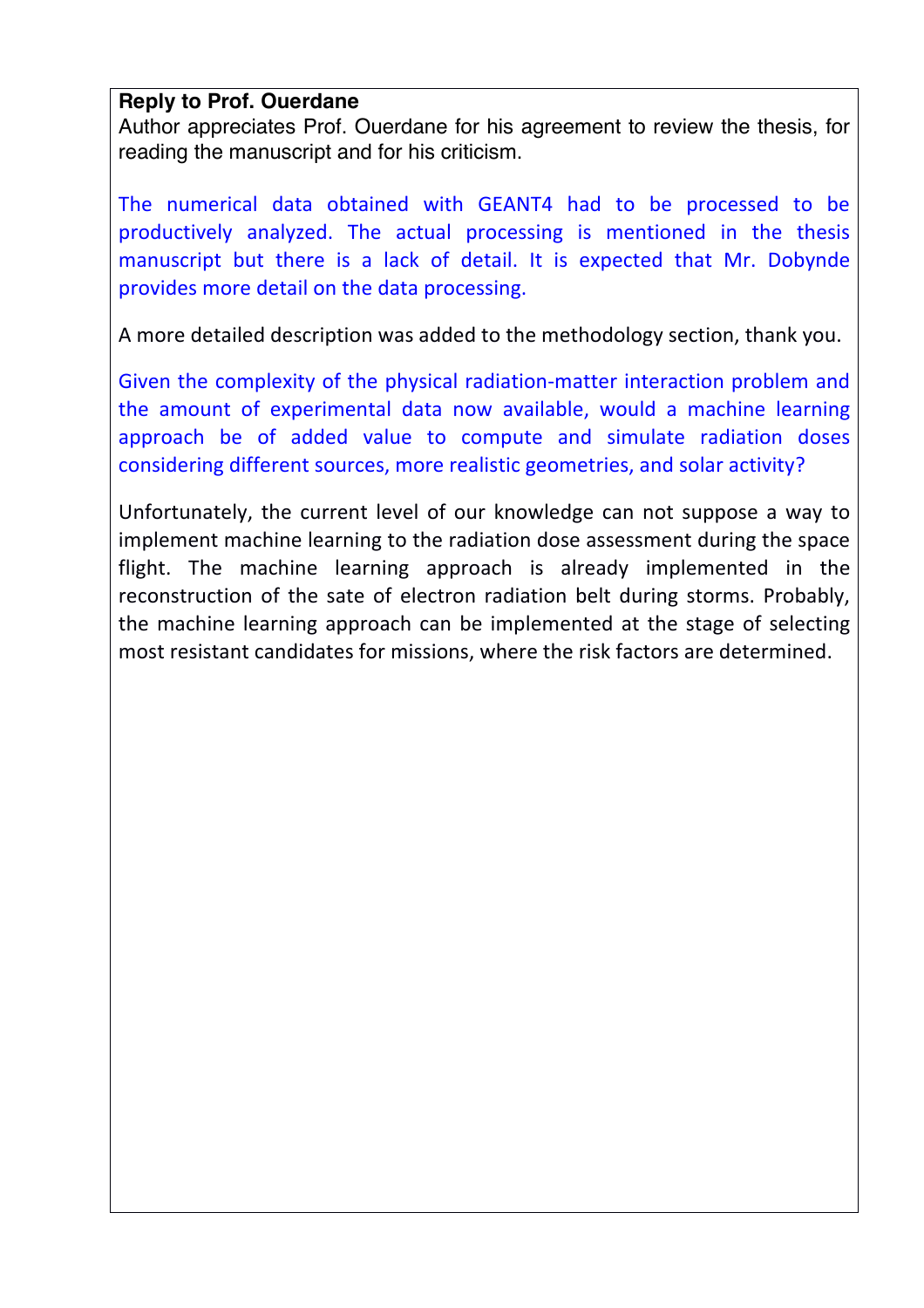**Reply to Prof. Ouerdane**

Author appreciates Prof. Ouerdane for his agreement to review the thesis, for reading the manuscript and for his criticism.

The numerical data obtained with GEANT4 had to be processed to be productively analyzed. The actual processing is mentioned in the thesis manuscript but there is a lack of detail. It is expected that Mr. Dobynde provides more detail on the data processing.

A more detailed description was added to the methodology section, thank you.

Given the complexity of the physical radiation-matter interaction problem and the amount of experimental data now available, would a machine learning approach be of added value to compute and simulate radiation doses considering different sources, more realistic geometries, and solar activity?

Unfortunately, the current level of our knowledge can not suppose a way to implement machine learning to the radiation dose assessment during the space flight. The machine learning approach is already implemented in the reconstruction of the sate of electron radiation belt during storms. Probably, the machine learning approach can be implemented at the stage of selecting most resistant candidates for missions, where the risk factors are determined.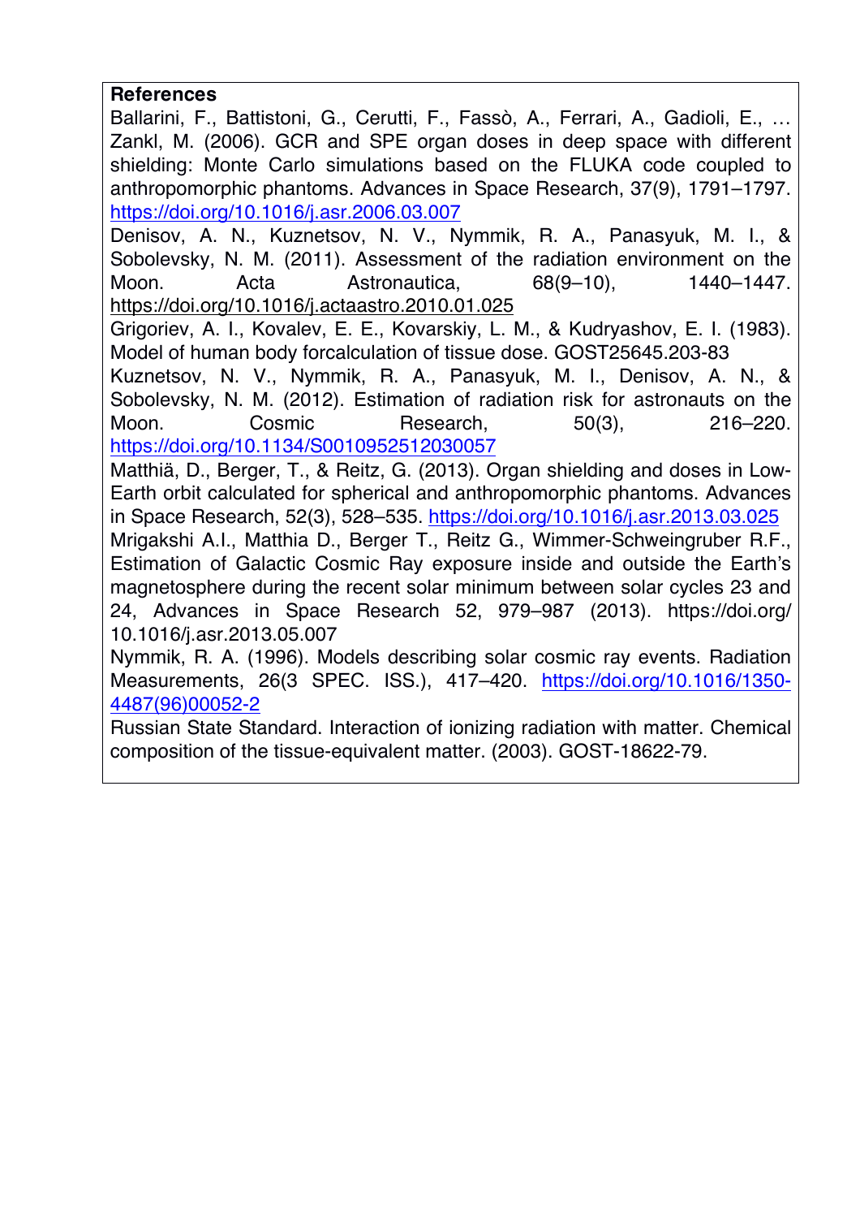**References**

Ballarini, F., Battistoni, G., Cerutti, F., Fassò, A., Ferrari, A., Gadioli, E., … Zankl, M. (2006). GCR and SPE organ doses in deep space with different shielding: Monte Carlo simulations based on the FLUKA code coupled to anthropomorphic phantoms. Advances in Space Research, 37(9), 1791–1797. https://doi.org/10.1016/j.asr.2006.03.007

Denisov, A. N., Kuznetsov, N. V., Nymmik, R. A., Panasyuk, M. I., & Sobolevsky, N. M. (2011). Assessment of the radiation environment on the Moon. Acta Astronautica, 68(9–10), 1440–1447. https://doi.org/10.1016/j.actaastro.2010.01.025

Grigoriev, A. I., Kovalev, E. E., Kovarskiy, L. M., & Kudryashov, E. I. (1983). Model of human body forcalculation of tissue dose. GOST25645.203-83

Kuznetsov, N. V., Nymmik, R. A., Panasyuk, M. I., Denisov, A. N., & Sobolevsky, N. M. (2012). Estimation of radiation risk for astronauts on the Moon. Cosmic Research, 50(3), 216–220. https://doi.org/10.1134/S0010952512030057

Matthiä, D., Berger, T., & Reitz, G. (2013). Organ shielding and doses in Low-Earth orbit calculated for spherical and anthropomorphic phantoms. Advances in Space Research, 52(3), 528–535. https://doi.org/10.1016/j.asr.2013.03.025

Mrigakshi A.I., Matthia D., Berger T., Reitz G., Wimmer-Schweingruber R.F., Estimation of Galactic Cosmic Ray exposure inside and outside the Earth's magnetosphere during the recent solar minimum between solar cycles 23 and 24, Advances in Space Research 52, 979–987 (2013). https://doi.org/ 10.1016/j.asr.2013.05.007

Nymmik, R. A. (1996). Models describing solar cosmic ray events. Radiation Measurements, 26(3 SPEC. ISS.), 417–420. https://doi.org/10.1016/1350-4487(96)00052-2

Russian State Standard. Interaction of ionizing radiation with matter. Chemical composition of the tissue-equivalent matter. (2003). GOST-18622-79.